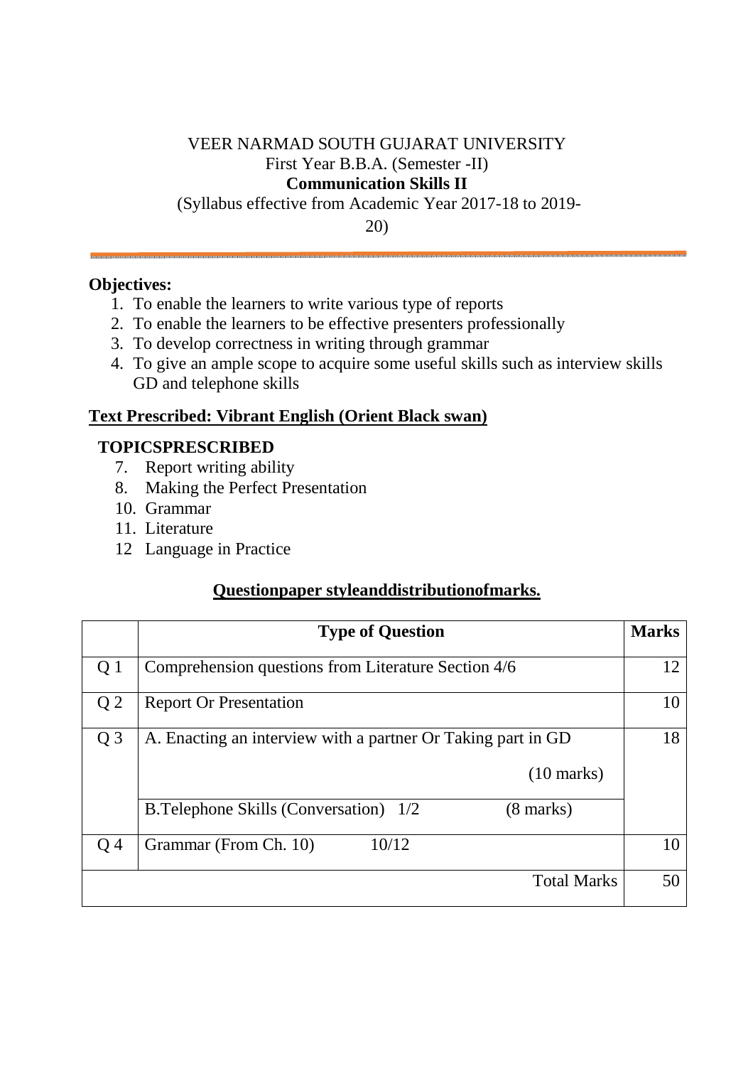VEER NARMAD SOUTH GUJARAT UNIVERSITY

First Year B.B.A. (Semester -II)

**Communication Skills II**

(Syllabus effective from Academic Year 2017-18 to 2019-20)

**Objectives:**

1. To enable the learners to write various type of reports
2. To enable the learners to be effective presenters professionally
3. To develop correctness in writing through grammar
4. To give an ample scope to acquire some useful skills such as interview skills GD and telephone skills

**Text Prescribed: Vibrant English (Orient Black swan)**

**TOPICSPRESCRIBED**

7. Report writing ability
8. Making the Perfect Presentation
10. Grammar
11. Literature
12 Language in Practice

**Questionpaper styleanddistributionofmarks.**

| | Type of Question | Marks |
|---|---|---|
| Q 1 | Comprehension questions from Literature Section 4/6 | 12 |
| Q 2 | Report Or Presentation | 10 |
| Q 3 | A. Enacting an interview with a partner Or Taking part in GD (10 marks) | 18 |
| | B.Telephone Skills (Conversation) 1/2 (8 marks) | |
| Q 4 | Grammar (From Ch. 10) 10/12 | 10 |
| | Total Marks | 50 |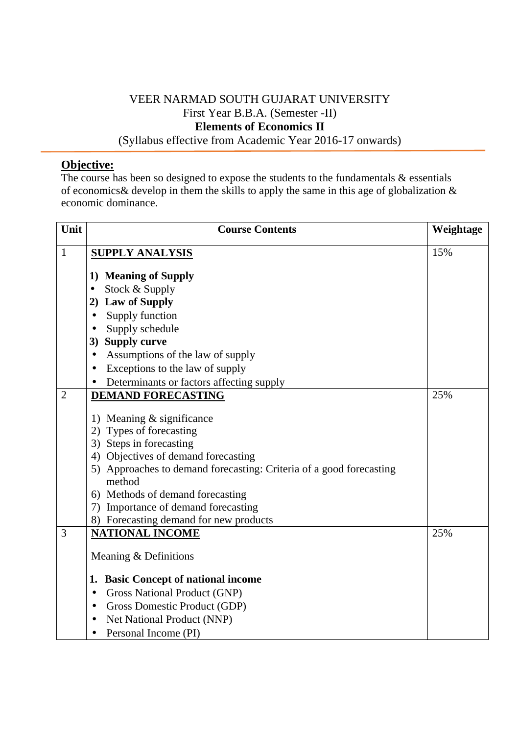VEER NARMAD SOUTH GUJARAT UNIVERSITY
First Year B.B.A. (Semester -II)
**Elements of Economics II**
(Syllabus effective from Academic Year 2016-17 onwards)

## Objective:

The course has been so designed to expose the students to the fundamentals & essentials of economics& develop in them the skills to apply the same in this age of globalization & economic dominance.

| Unit | Course Contents | Weightage |
|---|---|---|
| 1 | **SUPPLY ANALYSIS**<br><br>**1) Meaning of Supply**<br>• Stock & Supply<br>**2) Law of Supply**<br>• Supply function<br>• Supply schedule<br>**3) Supply curve**<br>• Assumptions of the law of supply<br>• Exceptions to the law of supply<br>• Determinants or factors affecting supply | 15% |
| 2 | **DEMAND FORECASTING**<br><br>1) Meaning & significance<br>2) Types of forecasting<br>3) Steps in forecasting<br>4) Objectives of demand forecasting<br>5) Approaches to demand forecasting: Criteria of a good forecasting method<br>6) Methods of demand forecasting<br>7) Importance of demand forecasting<br>8) Forecasting demand for new products | 25% |
| 3 | **NATIONAL INCOME**<br><br>Meaning & Definitions<br><br>**1. Basic Concept of national income**<br>• Gross National Product (GNP)<br>• Gross Domestic Product (GDP)<br>• Net National Product (NNP)<br>• Personal Income (PI) | 25% |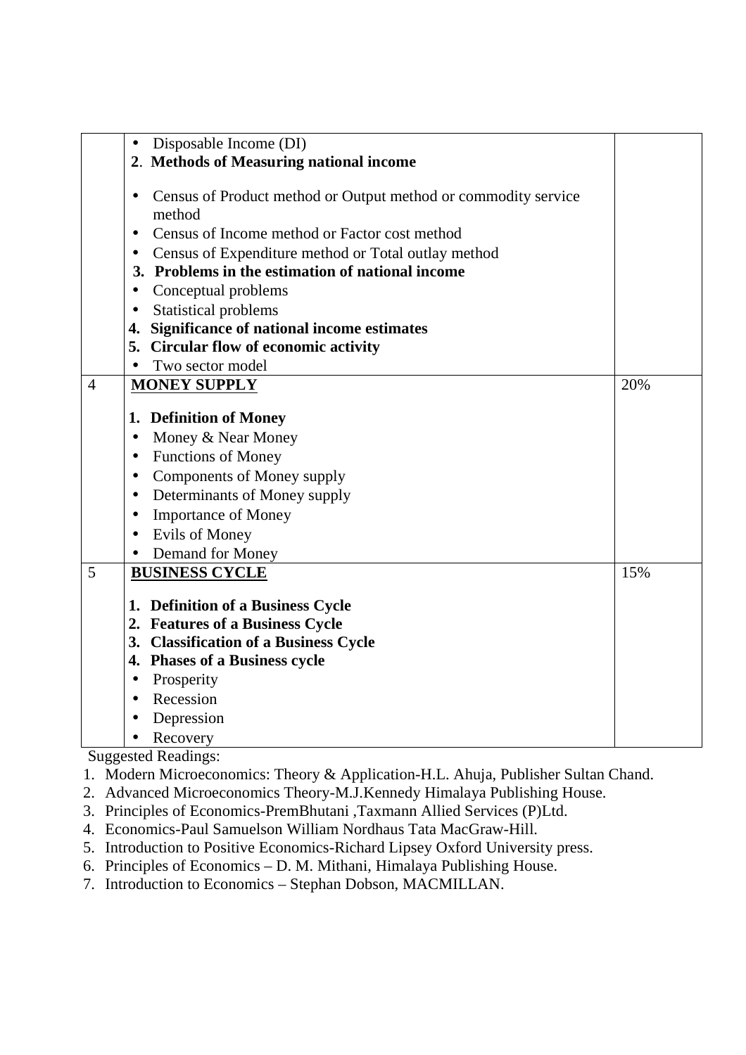| | | |
|---|---|---|
| | • Disposable Income (DI)<br>**2. Methods of Measuring national income**<br>• Census of Product method or Output method or commodity service method<br>• Census of Income method or Factor cost method<br>• Census of Expenditure method or Total outlay method<br>**3. Problems in the estimation of national income**<br>• Conceptual problems<br>• Statistical problems<br>**4. Significance of national income estimates**<br>**5. Circular flow of economic activity**<br>• Two sector model | |
| 4 | **MONEY SUPPLY**<br>**1. Definition of Money**<br>• Money & Near Money<br>• Functions of Money<br>• Components of Money supply<br>• Determinants of Money supply<br>• Importance of Money<br>• Evils of Money<br>• Demand for Money | 20% |
| 5 | **BUSINESS CYCLE**<br>**1. Definition of a Business Cycle**<br>**2. Features of a Business Cycle**<br>**3. Classification of a Business Cycle**<br>**4. Phases of a Business cycle**<br>• Prosperity<br>• Recession<br>• Depression<br>• Recovery | 15% |

Suggested Readings:

1. Modern Microeconomics: Theory & Application-H.L. Ahuja, Publisher Sultan Chand.
2. Advanced Microeconomics Theory-M.J.Kennedy Himalaya Publishing House.
3. Principles of Economics-PremBhutani ,Taxmann Allied Services (P)Ltd.
4. Economics-Paul Samuelson William Nordhaus Tata MacGraw-Hill.
5. Introduction to Positive Economics-Richard Lipsey Oxford University press.
6. Principles of Economics – D. M. Mithani, Himalaya Publishing House.
7. Introduction to Economics – Stephan Dobson, MACMILLAN.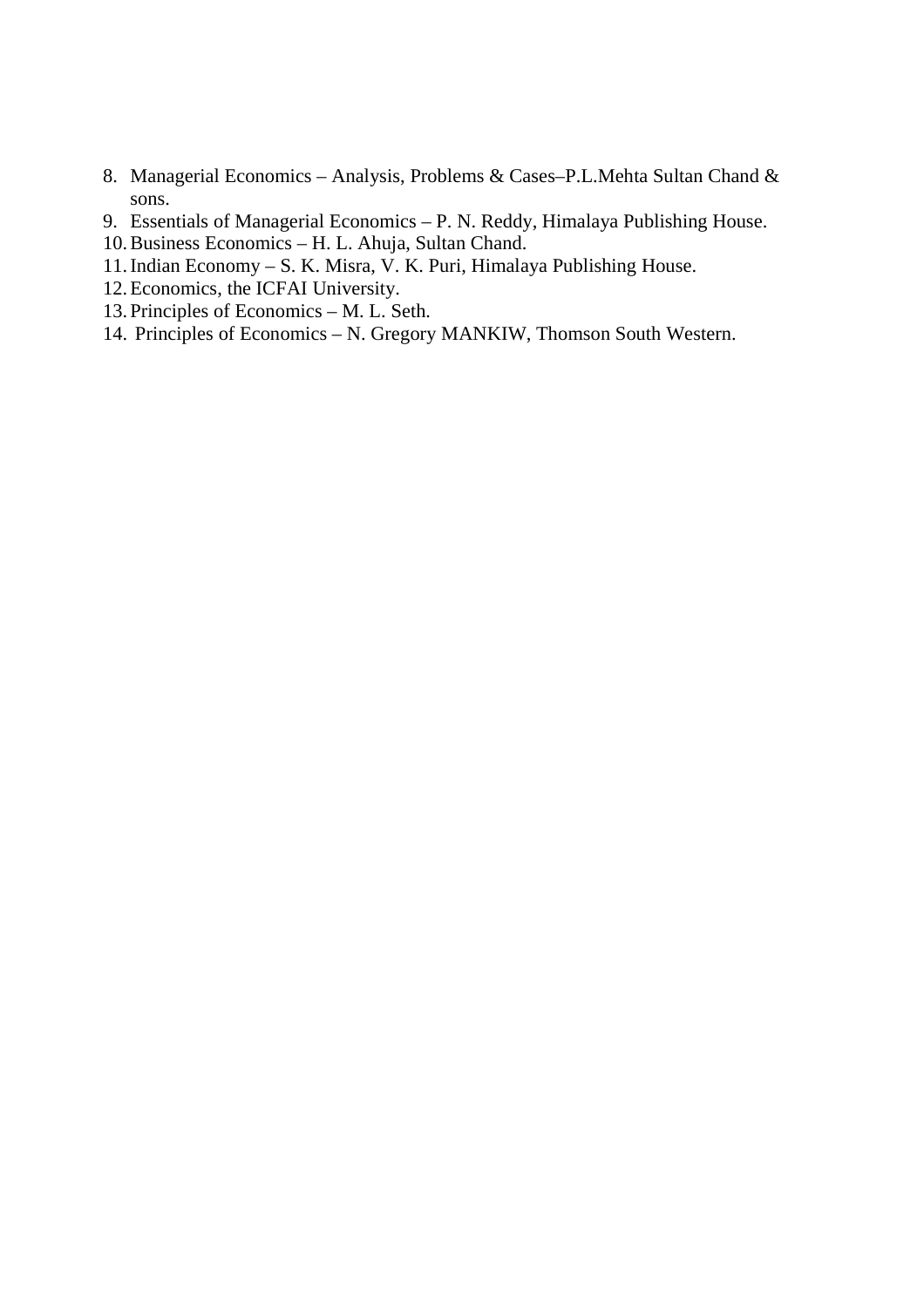8. Managerial Economics – Analysis, Problems & Cases–P.L.Mehta Sultan Chand & sons.
9. Essentials of Managerial Economics – P. N. Reddy, Himalaya Publishing House.
10. Business Economics – H. L. Ahuja, Sultan Chand.
11. Indian Economy – S. K. Misra, V. K. Puri, Himalaya Publishing House.
12. Economics, the ICFAI University.
13. Principles of Economics – M. L. Seth.
14. Principles of Economics – N. Gregory MANKIW, Thomson South Western.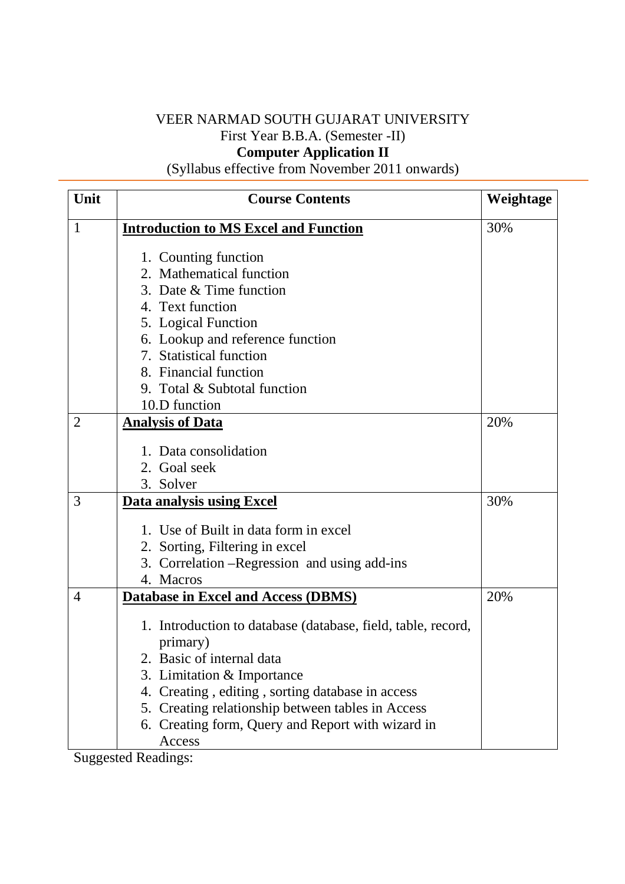VEER NARMAD SOUTH GUJARAT UNIVERSITY

First Year B.B.A. (Semester -II)

**Computer Application II**

(Syllabus effective from November 2011 onwards)

| Unit | Course Contents | Weightage |
|---|---|---|
| 1 | **Introduction to MS Excel and Function**<br><br>1. Counting function<br>2. Mathematical function<br>3. Date & Time function<br>4. Text function<br>5. Logical Function<br>6. Lookup and reference function<br>7. Statistical function<br>8. Financial function<br>9. Total & Subtotal function<br>10.D function | 30% |
| 2 | **Analysis of Data**<br><br>1. Data consolidation<br>2. Goal seek<br>3. Solver | 20% |
| 3 | **Data analysis using Excel**<br><br>1. Use of Built in data form in excel<br>2. Sorting, Filtering in excel<br>3. Correlation –Regression and using add-ins<br>4. Macros | 30% |
| 4 | **Database in Excel and Access (DBMS)**<br><br>1. Introduction to database (database, field, table, record, primary)<br>2. Basic of internal data<br>3. Limitation & Importance<br>4. Creating , editing , sorting database in access<br>5. Creating relationship between tables in Access<br>6. Creating form, Query and Report with wizard in Access | 20% |

Suggested Readings: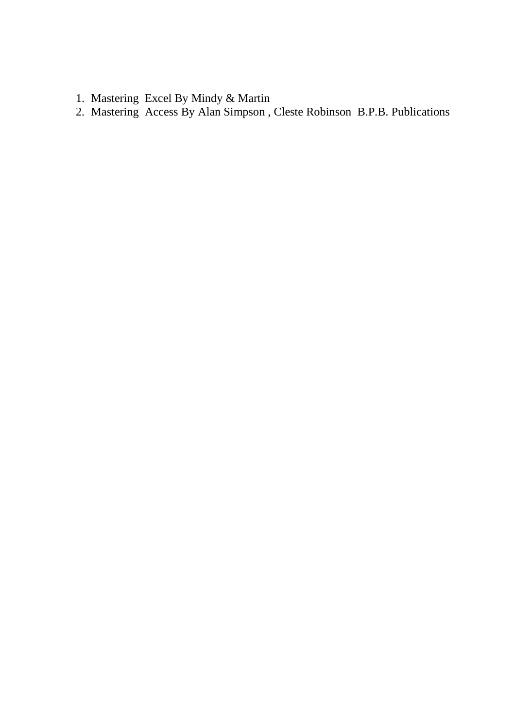1. Mastering Excel By Mindy & Martin
2. Mastering Access By Alan Simpson , Cleste Robinson B.P.B. Publications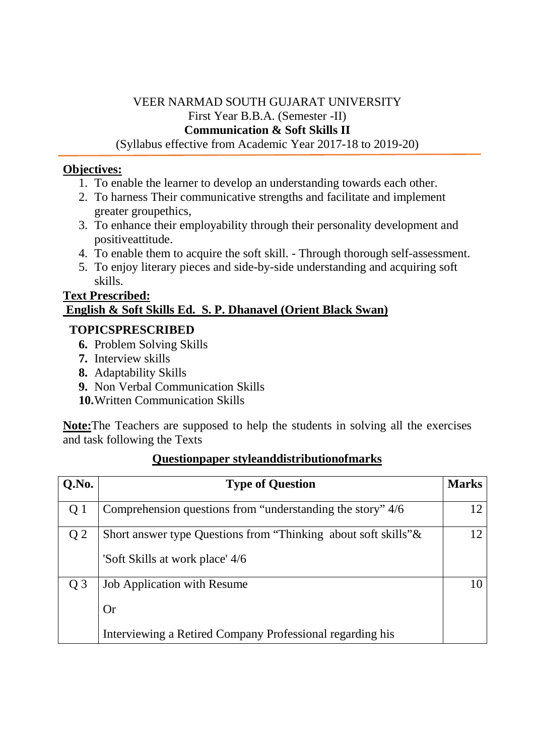VEER NARMAD SOUTH GUJARAT UNIVERSITY
First Year B.B.A. (Semester -II)
**Communication & Soft Skills II**
(Syllabus effective from Academic Year 2017-18 to 2019-20)

**Objectives:**

1. To enable the learner to develop an understanding towards each other.
2. To harness Their communicative strengths and facilitate and implement greater groupethics,
3. To enhance their employability through their personality development and positiveattitude.
4. To enable them to acquire the soft skill. - Through thorough self-assessment.
5. To enjoy literary pieces and side-by-side understanding and acquiring soft skills.

**Text Prescribed:**
**English & Soft Skills Ed. S. P. Dhanavel (Orient Black Swan)**

**TOPICSPRESCRIBED**

6. Problem Solving Skills
7. Interview skills
8. Adaptability Skills
9. Non Verbal Communication Skills
10. Written Communication Skills

**Note:**The Teachers are supposed to help the students in solving all the exercises and task following the Texts

**Questionpaper styleanddistributionofmarks**

| Q.No. | Type of Question | Marks |
|---|---|---|
| Q 1 | Comprehension questions from "understanding the story" 4/6 | 12 |
| Q 2 | Short answer type Questions from "Thinking about soft skills"& 'Soft Skills at work place' 4/6 | 12 |
| Q 3 | Job Application with Resume<br>Or<br>Interviewing a Retired Company Professional regarding his | 10 |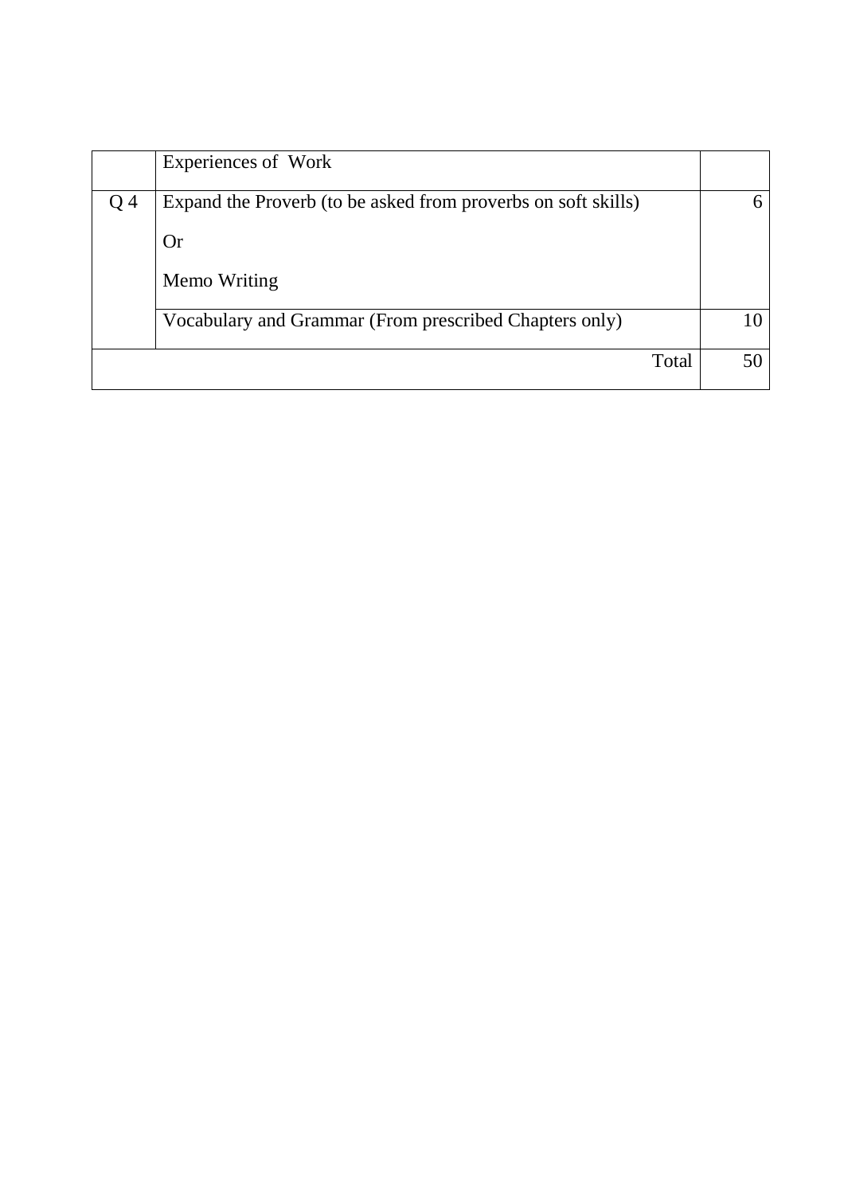|  |  |  |
|---|---|---|
|  | Experiences of Work |  |
| Q 4 | Expand the Proverb (to be asked from proverbs on soft skills)<br><br>Or<br><br>Memo Writing | 6 |
|  | Vocabulary and Grammar (From prescribed Chapters only) | 10 |
|  | Total | 50 |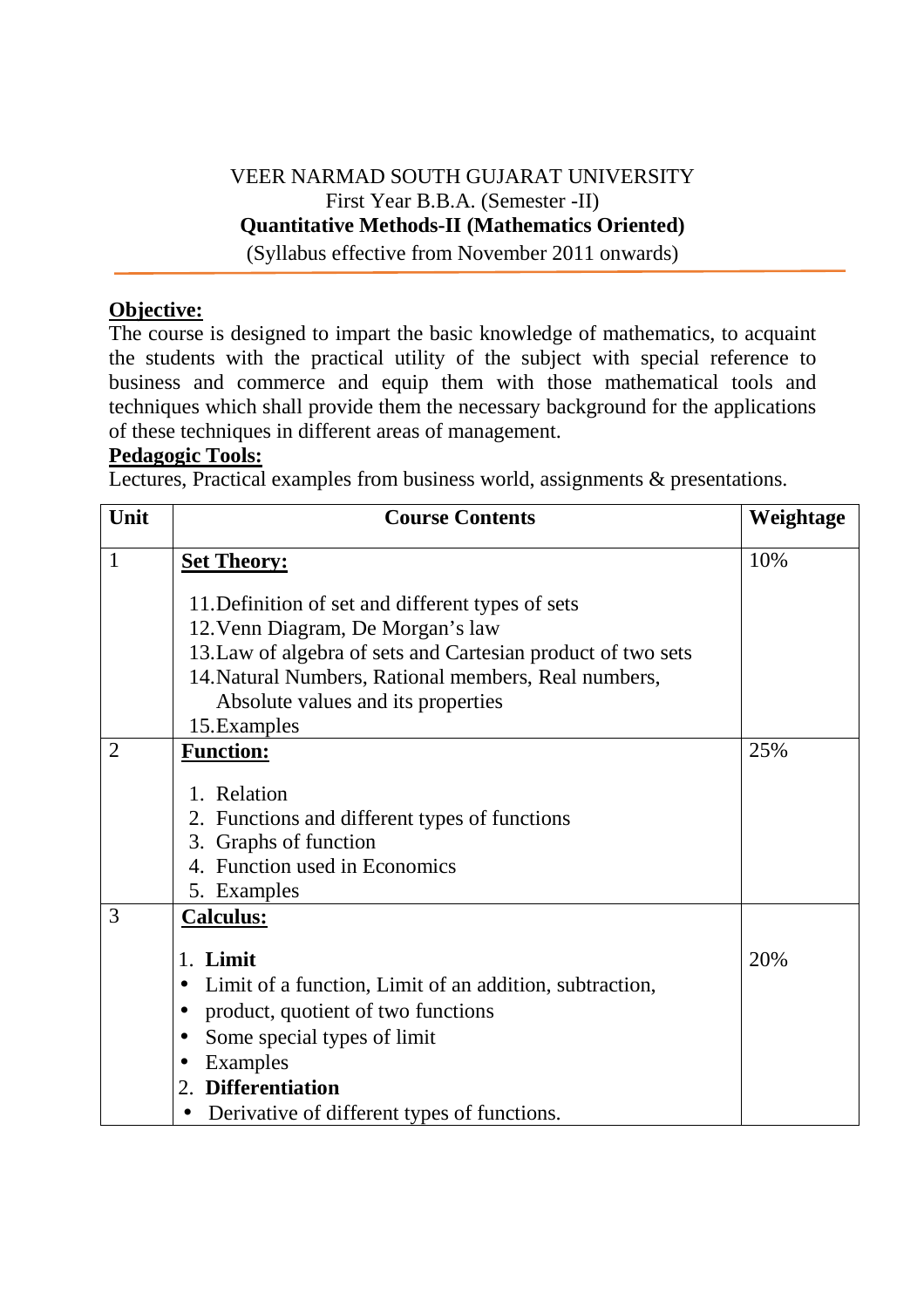VEER NARMAD SOUTH GUJARAT UNIVERSITY

First Year B.B.A. (Semester -II)

**Quantitative Methods-II (Mathematics Oriented)**

(Syllabus effective from November 2011 onwards)

**Objective:**

The course is designed to impart the basic knowledge of mathematics, to acquaint the students with the practical utility of the subject with special reference to business and commerce and equip them with those mathematical tools and techniques which shall provide them the necessary background for the applications of these techniques in different areas of management.

**Pedagogic Tools:**

Lectures, Practical examples from business world, assignments & presentations.

| Unit | Course Contents | Weightage |
|---|---|---|
| 1 | **Set Theory:**<br>11. Definition of set and different types of sets<br>12. Venn Diagram, De Morgan's law<br>13. Law of algebra of sets and Cartesian product of two sets<br>14. Natural Numbers, Rational members, Real numbers, Absolute values and its properties<br>15. Examples | 10% |
| 2 | **Function:**<br>1. Relation<br>2. Functions and different types of functions<br>3. Graphs of function<br>4. Function used in Economics<br>5. Examples | 25% |
| 3 | **Calculus:**<br>1. **Limit**<br>• Limit of a function, Limit of an addition, subtraction,<br>• product, quotient of two functions<br>• Some special types of limit<br>• Examples<br>2. **Differentiation**<br>• Derivative of different types of functions. | 20% |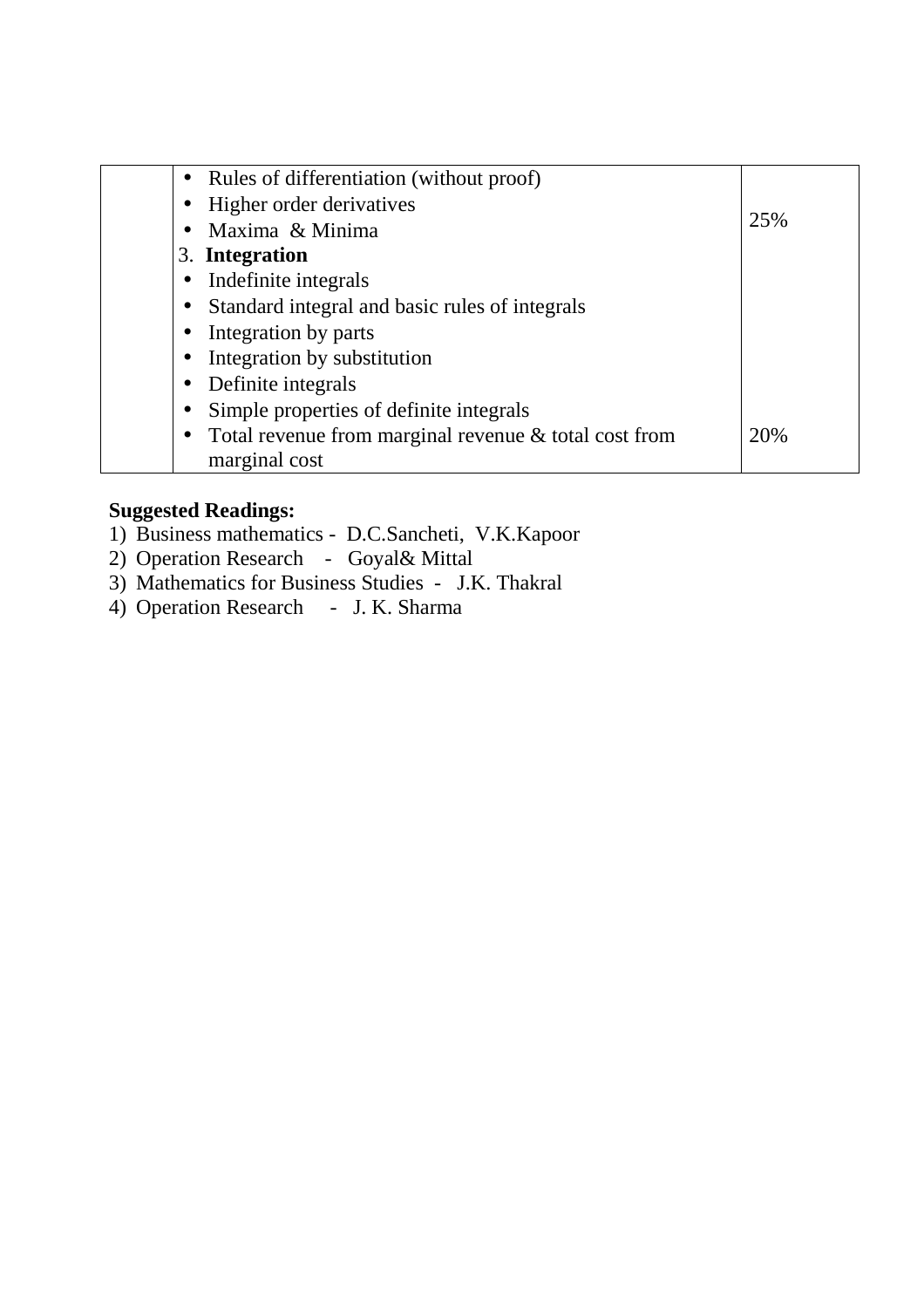| | | |
|---|---|---|
| | • Rules of differentiation (without proof)<br>• Higher order derivatives<br>• Maxima & Minima | 25% |
| | 3. **Integration**<br>• Indefinite integrals<br>• Standard integral and basic rules of integrals<br>• Integration by parts<br>• Integration by substitution<br>• Definite integrals<br>• Simple properties of definite integrals<br>• Total revenue from marginal revenue & total cost from marginal cost | 20% |

**Suggested Readings:**

1) Business mathematics - D.C.Sancheti, V.K.Kapoor
2) Operation Research - Goyal& Mittal
3) Mathematics for Business Studies - J.K. Thakral
4) Operation Research - J. K. Sharma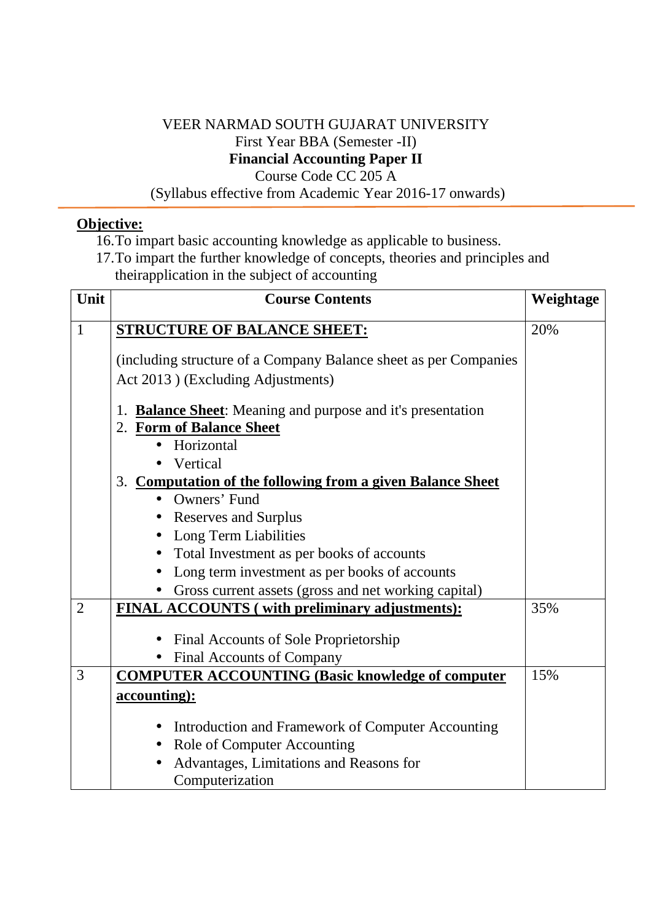VEER NARMAD SOUTH GUJARAT UNIVERSITY

First Year BBA (Semester -II)

**Financial Accounting Paper II**

Course Code CC 205 A

(Syllabus effective from Academic Year 2016-17 onwards)

**Objective:**

16. To impart basic accounting knowledge as applicable to business.
17. To impart the further knowledge of concepts, theories and principles and theirapplication in the subject of accounting

| Unit | Course Contents | Weightage |
|---|---|---|
| 1 | **STRUCTURE OF BALANCE SHEET:**<br><br>(including structure of a Company Balance sheet as per Companies Act 2013 ) (Excluding Adjustments)<br><br>1. **Balance Sheet**: Meaning and purpose and it's presentation<br>2. **Form of Balance Sheet**<br>• Horizontal<br>• Vertical<br>3. **Computation of the following from a given Balance Sheet**<br>• Owners' Fund<br>• Reserves and Surplus<br>• Long Term Liabilities<br>• Total Investment as per books of accounts<br>• Long term investment as per books of accounts<br>• Gross current assets (gross and net working capital) | 20% |
| 2 | **FINAL ACCOUNTS ( with preliminary adjustments):**<br><br>• Final Accounts of Sole Proprietorship<br>• Final Accounts of Company | 35% |
| 3 | **COMPUTER ACCOUNTING (Basic knowledge of computer accounting):**<br><br>• Introduction and Framework of Computer Accounting<br>• Role of Computer Accounting<br>• Advantages, Limitations and Reasons for Computerization | 15% |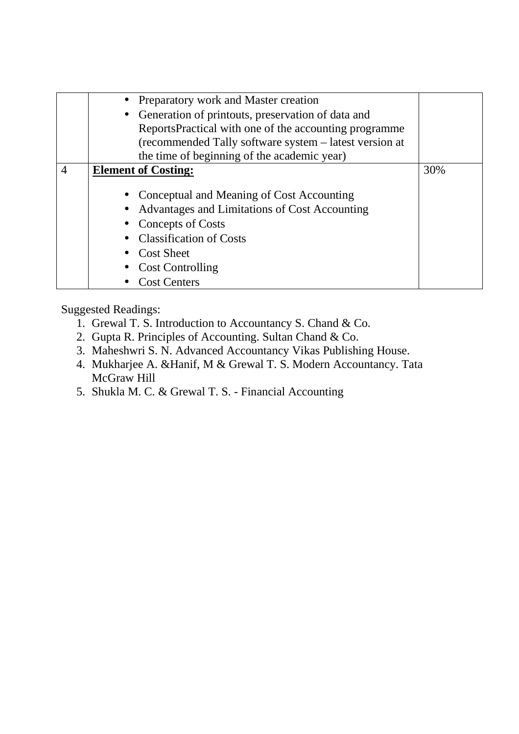| | | |
|---|---|---|
| | • Preparatory work and Master creation<br>• Generation of printouts, preservation of data and ReportsPractical with one of the accounting programme (recommended Tally software system – latest version at the time of beginning of the academic year) | |
| 4 | **Element of Costing:**<br><br>• Conceptual and Meaning of Cost Accounting<br>• Advantages and Limitations of Cost Accounting<br>• Concepts of Costs<br>• Classification of Costs<br>• Cost Sheet<br>• Cost Controlling<br>• Cost Centers | 30% |

Suggested Readings:

1. Grewal T. S. Introduction to Accountancy S. Chand & Co.
2. Gupta R. Principles of Accounting. Sultan Chand & Co.
3. Maheshwri S. N. Advanced Accountancy Vikas Publishing House.
4. Mukharjee A. &Hanif, M & Grewal T. S. Modern Accountancy. Tata McGraw Hill
5. Shukla M. C. & Grewal T. S. - Financial Accounting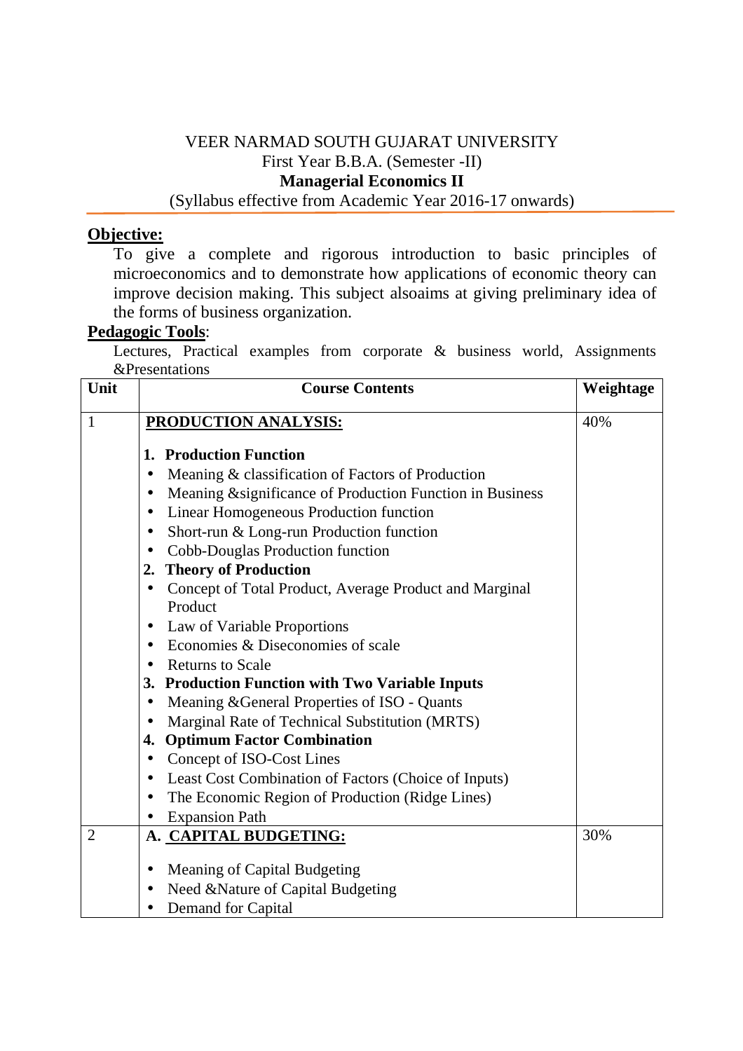VEER NARMAD SOUTH GUJARAT UNIVERSITY
First Year B.B.A. (Semester -II)
**Managerial Economics II**
(Syllabus effective from Academic Year 2016-17 onwards)

## Objective:

To give a complete and rigorous introduction to basic principles of microeconomics and to demonstrate how applications of economic theory can improve decision making. This subject alsoaims at giving preliminary idea of the forms of business organization.

## Pedagogic Tools:

Lectures, Practical examples from corporate & business world, Assignments &Presentations

| Unit | Course Contents | Weightage |
|---|---|---|
| 1 | **PRODUCTION ANALYSIS:**<br><br>**1. Production Function**<br>• Meaning & classification of Factors of Production<br>• Meaning &significance of Production Function in Business<br>• Linear Homogeneous Production function<br>• Short-run & Long-run Production function<br>• Cobb-Douglas Production function<br>**2. Theory of Production**<br>• Concept of Total Product, Average Product and Marginal Product<br>• Law of Variable Proportions<br>• Economies & Diseconomies of scale<br>• Returns to Scale<br>**3. Production Function with Two Variable Inputs**<br>• Meaning &General Properties of ISO - Quants<br>• Marginal Rate of Technical Substitution (MRTS)<br>**4. Optimum Factor Combination**<br>• Concept of ISO-Cost Lines<br>• Least Cost Combination of Factors (Choice of Inputs)<br>• The Economic Region of Production (Ridge Lines)<br>• Expansion Path | 40% |
| 2 | **A. CAPITAL BUDGETING:**<br><br>• Meaning of Capital Budgeting<br>• Need &Nature of Capital Budgeting<br>• Demand for Capital | 30% |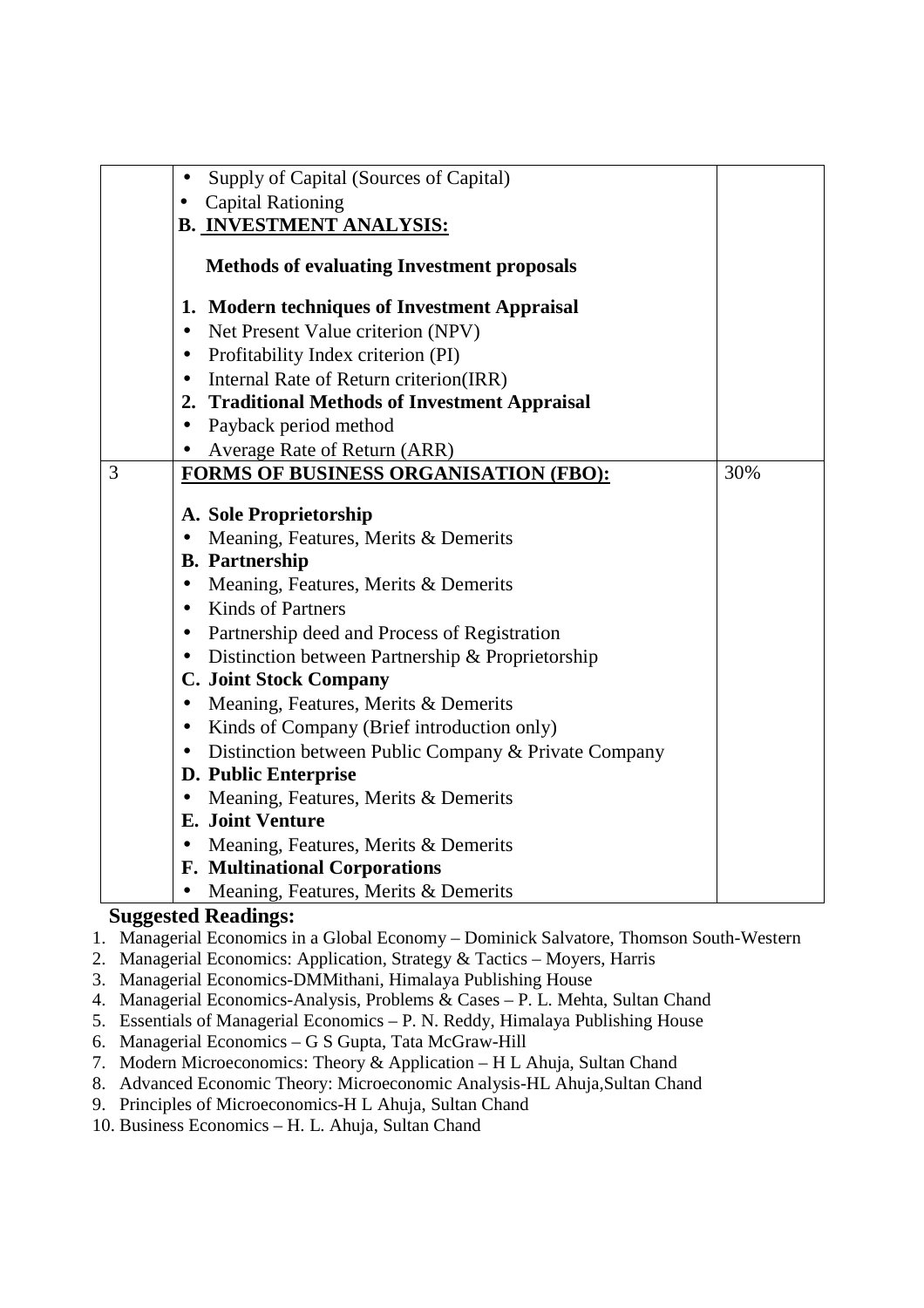|  |  |  |
| --- | --- | --- |
|  | • Supply of Capital (Sources of Capital)<br>• Capital Rationing<br>**B. INVESTMENT ANALYSIS:**<br>**Methods of evaluating Investment proposals**<br>**1. Modern techniques of Investment Appraisal**<br>• Net Present Value criterion (NPV)<br>• Profitability Index criterion (PI)<br>• Internal Rate of Return criterion(IRR)<br>**2. Traditional Methods of Investment Appraisal**<br>• Payback period method<br>• Average Rate of Return (ARR) |  |
| 3 | **FORMS OF BUSINESS ORGANISATION (FBO):**<br>**A. Sole Proprietorship**<br>• Meaning, Features, Merits & Demerits<br>**B. Partnership**<br>• Meaning, Features, Merits & Demerits<br>• Kinds of Partners<br>• Partnership deed and Process of Registration<br>• Distinction between Partnership & Proprietorship<br>**C. Joint Stock Company**<br>• Meaning, Features, Merits & Demerits<br>• Kinds of Company (Brief introduction only)<br>• Distinction between Public Company & Private Company<br>**D. Public Enterprise**<br>• Meaning, Features, Merits & Demerits<br>**E. Joint Venture**<br>• Meaning, Features, Merits & Demerits<br>**F. Multinational Corporations**<br>• Meaning, Features, Merits & Demerits | 30% |

**Suggested Readings:**

1. Managerial Economics in a Global Economy – Dominick Salvatore, Thomson South-Western
2. Managerial Economics: Application, Strategy & Tactics – Moyers, Harris
3. Managerial Economics-DMMithani, Himalaya Publishing House
4. Managerial Economics-Analysis, Problems & Cases – P. L. Mehta, Sultan Chand
5. Essentials of Managerial Economics – P. N. Reddy, Himalaya Publishing House
6. Managerial Economics – G S Gupta, Tata McGraw-Hill
7. Modern Microeconomics: Theory & Application – H L Ahuja, Sultan Chand
8. Advanced Economic Theory: Microeconomic Analysis-HL Ahuja,Sultan Chand
9. Principles of Microeconomics-H L Ahuja, Sultan Chand
10. Business Economics – H. L. Ahuja, Sultan Chand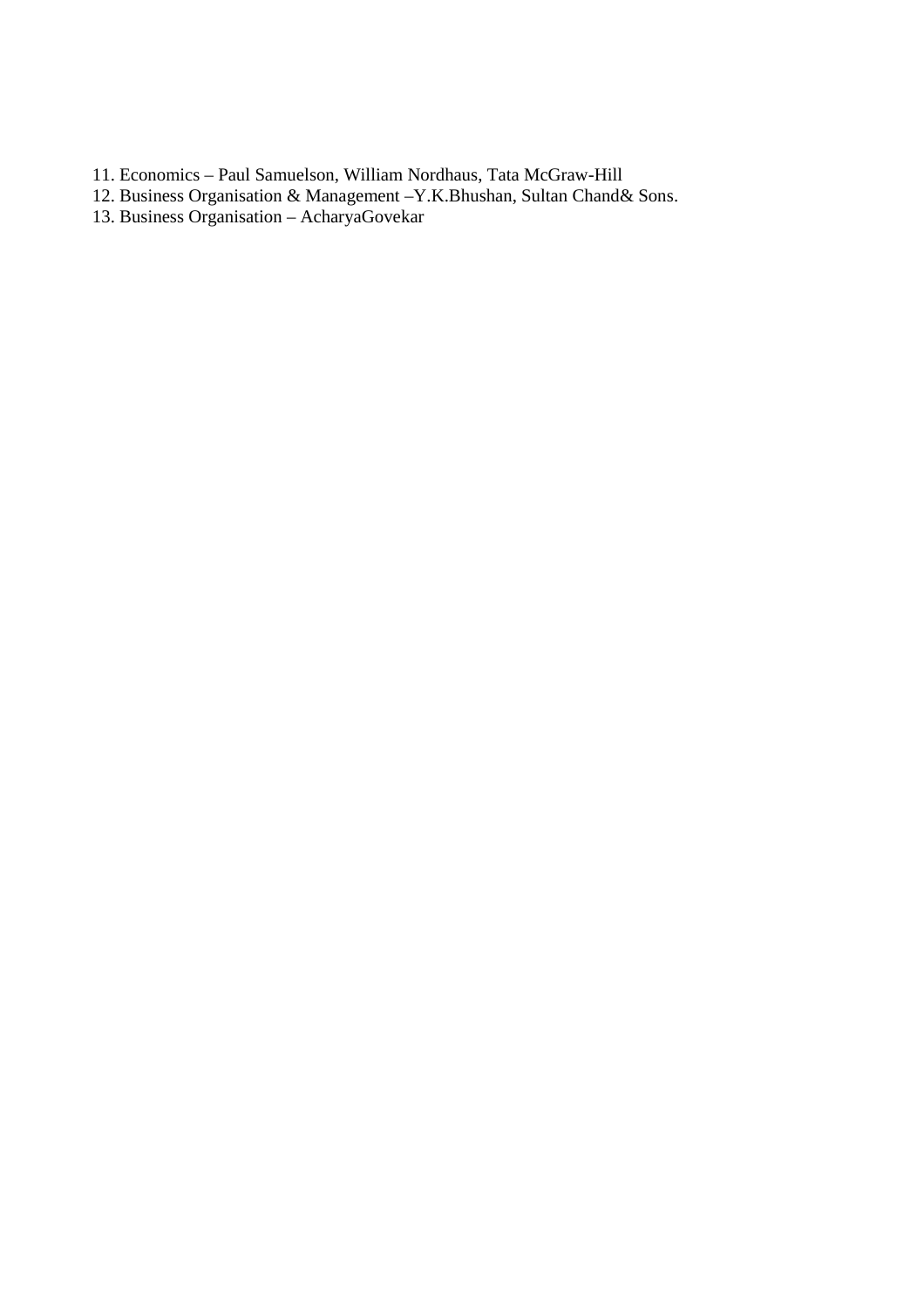11. Economics – Paul Samuelson, William Nordhaus, Tata McGraw-Hill
12. Business Organisation & Management –Y.K.Bhushan, Sultan Chand& Sons.
13. Business Organisation – AcharyaGovekar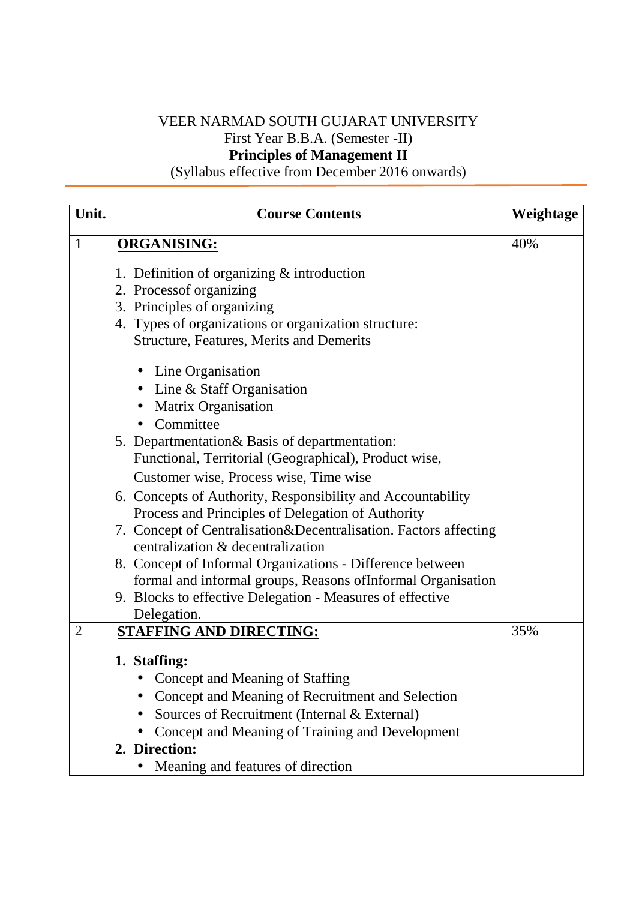VEER NARMAD SOUTH GUJARAT UNIVERSITY

First Year B.B.A. (Semester -II)

**Principles of Management II**

(Syllabus effective from December 2016 onwards)

| Unit. | Course Contents | Weightage |
|---|---|---|
| 1 | **ORGANISING:**<br><br>1. Definition of organizing & introduction<br>2. Processof organizing<br>3. Principles of organizing<br>4. Types of organizations or organization structure: Structure, Features, Merits and Demerits<br>• Line Organisation<br>• Line & Staff Organisation<br>• Matrix Organisation<br>• Committee<br>5. Departmentation& Basis of departmentation: Functional, Territorial (Geographical), Product wise, Customer wise, Process wise, Time wise<br>6. Concepts of Authority, Responsibility and Accountability Process and Principles of Delegation of Authority<br>7. Concept of Centralisation&Decentralisation. Factors affecting centralization & decentralization<br>8. Concept of Informal Organizations - Difference between formal and informal groups, Reasons ofInformal Organisation<br>9. Blocks to effective Delegation - Measures of effective Delegation. | 40% |
| 2 | **STAFFING AND DIRECTING:**<br><br>**1. Staffing:**<br>• Concept and Meaning of Staffing<br>• Concept and Meaning of Recruitment and Selection<br>• Sources of Recruitment (Internal & External)<br>• Concept and Meaning of Training and Development<br>**2. Direction:**<br>• Meaning and features of direction | 35% |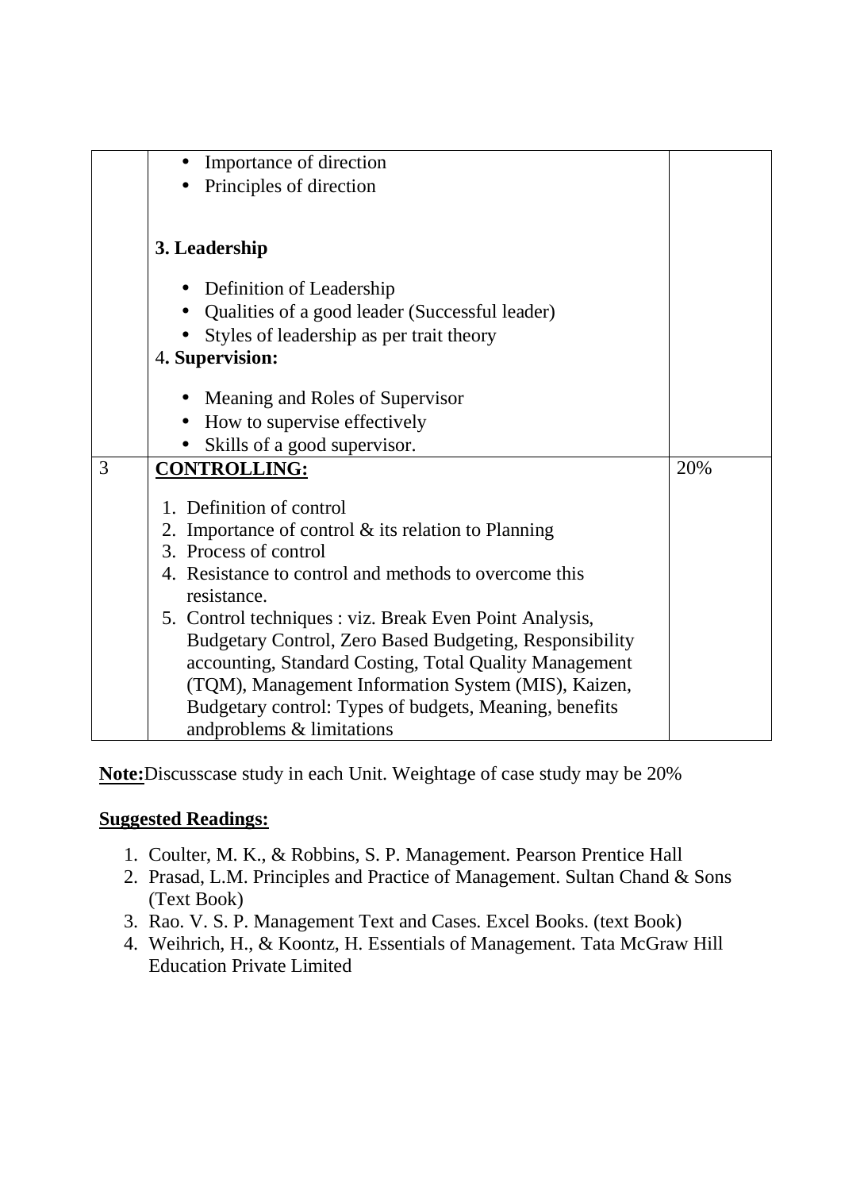| | | |
|---|---|---|
| | • Importance of direction<br>• Principles of direction<br><br>**3. Leadership**<br><br>• Definition of Leadership<br>• Qualities of a good leader (Successful leader)<br>• Styles of leadership as per trait theory<br><br>**4. Supervision:**<br><br>• Meaning and Roles of Supervisor<br>• How to supervise effectively<br>• Skills of a good supervisor. | |
| 3 | **CONTROLLING:**<br><br>1. Definition of control<br>2. Importance of control & its relation to Planning<br>3. Process of control<br>4. Resistance to control and methods to overcome this resistance.<br>5. Control techniques : viz. Break Even Point Analysis, Budgetary Control, Zero Based Budgeting, Responsibility accounting, Standard Costing, Total Quality Management (TQM), Management Information System (MIS), Kaizen, Budgetary control: Types of budgets, Meaning, benefits andproblems & limitations | 20% |

**Note:**Discusscase study in each Unit. Weightage of case study may be 20%

**Suggested Readings:**

1. Coulter, M. K., & Robbins, S. P. Management. Pearson Prentice Hall
2. Prasad, L.M. Principles and Practice of Management. Sultan Chand & Sons (Text Book)
3. Rao. V. S. P. Management Text and Cases. Excel Books. (text Book)
4. Weihrich, H., & Koontz, H. Essentials of Management. Tata McGraw Hill Education Private Limited